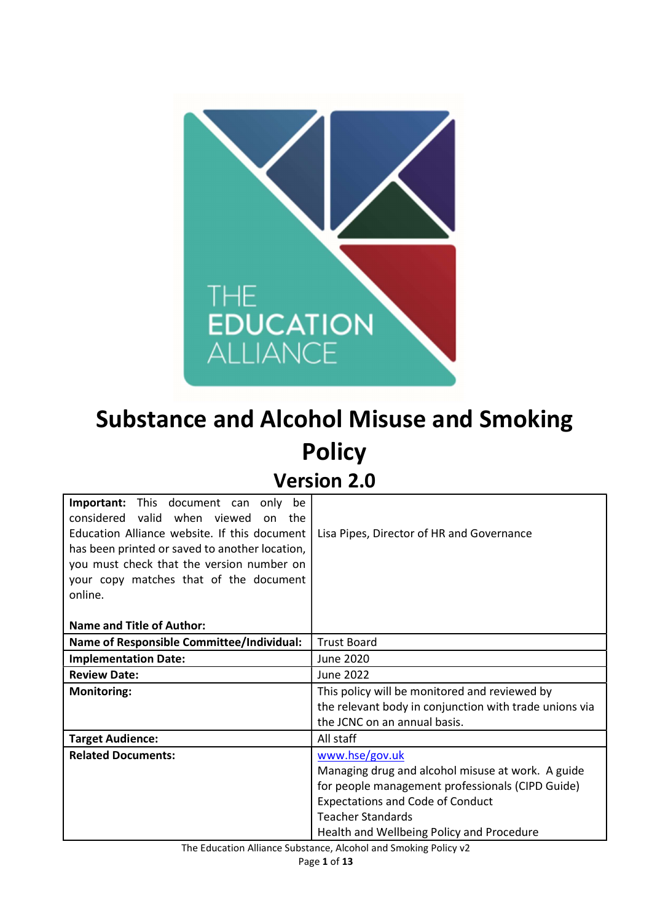# Substance and Alcohol Misuse and Smoking Policy

## Version 2.0

| **Important:** This document can only be considered valid when viewed on the Education Alliance website. If this document has been printed or saved to another location, you must check that the version number on your copy matches that of the document online.<br><br>**Name and Title of Author:** | Lisa Pipes, Director of HR and Governance |
|---|---|
| **Name of Responsible Committee/Individual:** | Trust Board |
| **Implementation Date:** | June 2020 |
| **Review Date:** | June 2022 |
| **Monitoring:** | This policy will be monitored and reviewed by the relevant body in conjunction with trade unions via the JCNC on an annual basis. |
| **Target Audience:** | All staff |
| **Related Documents:** | www.hse/gov.uk<br>Managing drug and alcohol misuse at work. A guide for people management professionals (CIPD Guide)<br>Expectations and Code of Conduct<br>Teacher Standards<br>Health and Wellbeing Policy and Procedure |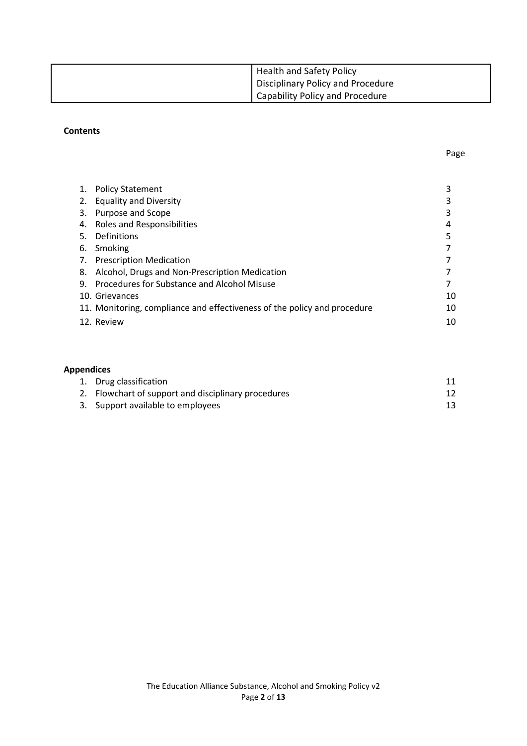| | Health and Safety Policy<br>Disciplinary Policy and Procedure<br>Capability Policy and Procedure |
|---|---|

**Contents**

| | Page |
|---|---|
| 1. Policy Statement | 3 |
| 2. Equality and Diversity | 3 |
| 3. Purpose and Scope | 3 |
| 4. Roles and Responsibilities | 4 |
| 5. Definitions | 5 |
| 6. Smoking | 7 |
| 7. Prescription Medication | 7 |
| 8. Alcohol, Drugs and Non-Prescription Medication | 7 |
| 9. Procedures for Substance and Alcohol Misuse | 7 |
| 10. Grievances | 10 |
| 11. Monitoring, compliance and effectiveness of the policy and procedure | 10 |
| 12. Review | 10 |

**Appendices**

| | |
|---|---|
| 1. Drug classification | 11 |
| 2. Flowchart of support and disciplinary procedures | 12 |
| 3. Support available to employees | 13 |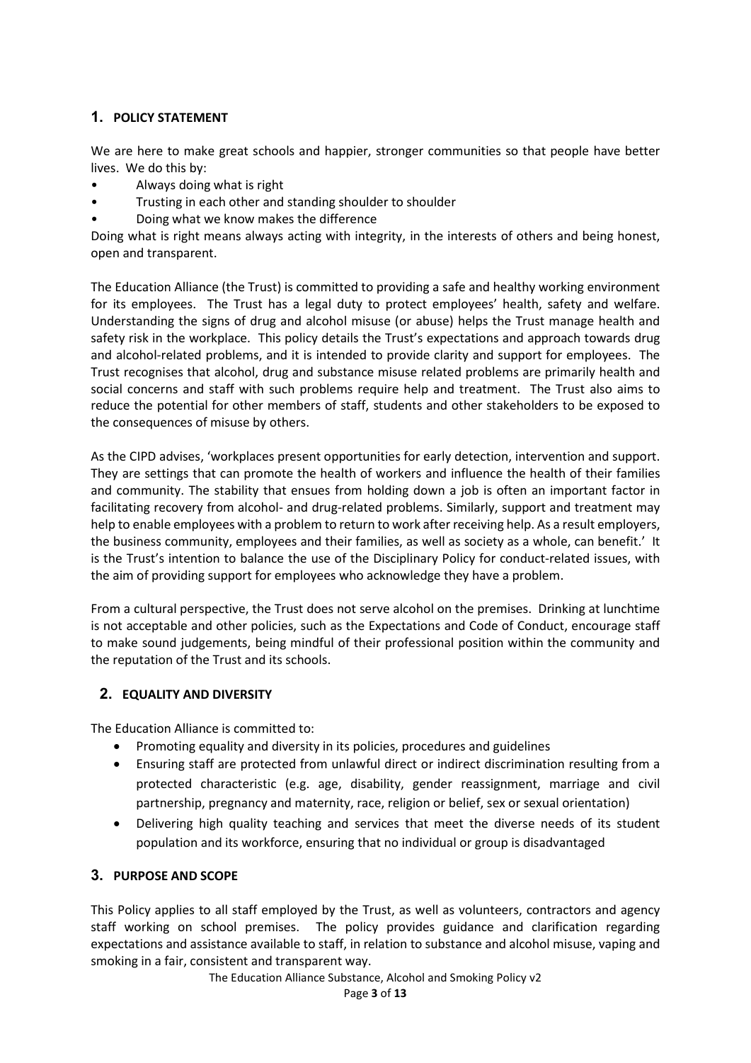## 1. POLICY STATEMENT

We are here to make great schools and happier, stronger communities so that people have better lives. We do this by:

- Always doing what is right
- Trusting in each other and standing shoulder to shoulder
- Doing what we know makes the difference

Doing what is right means always acting with integrity, in the interests of others and being honest, open and transparent.

The Education Alliance (the Trust) is committed to providing a safe and healthy working environment for its employees. The Trust has a legal duty to protect employees' health, safety and welfare. Understanding the signs of drug and alcohol misuse (or abuse) helps the Trust manage health and safety risk in the workplace. This policy details the Trust's expectations and approach towards drug and alcohol-related problems, and it is intended to provide clarity and support for employees. The Trust recognises that alcohol, drug and substance misuse related problems are primarily health and social concerns and staff with such problems require help and treatment. The Trust also aims to reduce the potential for other members of staff, students and other stakeholders to be exposed to the consequences of misuse by others.

As the CIPD advises, 'workplaces present opportunities for early detection, intervention and support. They are settings that can promote the health of workers and influence the health of their families and community. The stability that ensues from holding down a job is often an important factor in facilitating recovery from alcohol- and drug-related problems. Similarly, support and treatment may help to enable employees with a problem to return to work after receiving help. As a result employers, the business community, employees and their families, as well as society as a whole, can benefit.' It is the Trust's intention to balance the use of the Disciplinary Policy for conduct-related issues, with the aim of providing support for employees who acknowledge they have a problem.

From a cultural perspective, the Trust does not serve alcohol on the premises. Drinking at lunchtime is not acceptable and other policies, such as the Expectations and Code of Conduct, encourage staff to make sound judgements, being mindful of their professional position within the community and the reputation of the Trust and its schools.

## 2. EQUALITY AND DIVERSITY

The Education Alliance is committed to:

- Promoting equality and diversity in its policies, procedures and guidelines
- Ensuring staff are protected from unlawful direct or indirect discrimination resulting from a protected characteristic (e.g. age, disability, gender reassignment, marriage and civil partnership, pregnancy and maternity, race, religion or belief, sex or sexual orientation)
- Delivering high quality teaching and services that meet the diverse needs of its student population and its workforce, ensuring that no individual or group is disadvantaged

## 3. PURPOSE AND SCOPE

This Policy applies to all staff employed by the Trust, as well as volunteers, contractors and agency staff working on school premises. The policy provides guidance and clarification regarding expectations and assistance available to staff, in relation to substance and alcohol misuse, vaping and smoking in a fair, consistent and transparent way.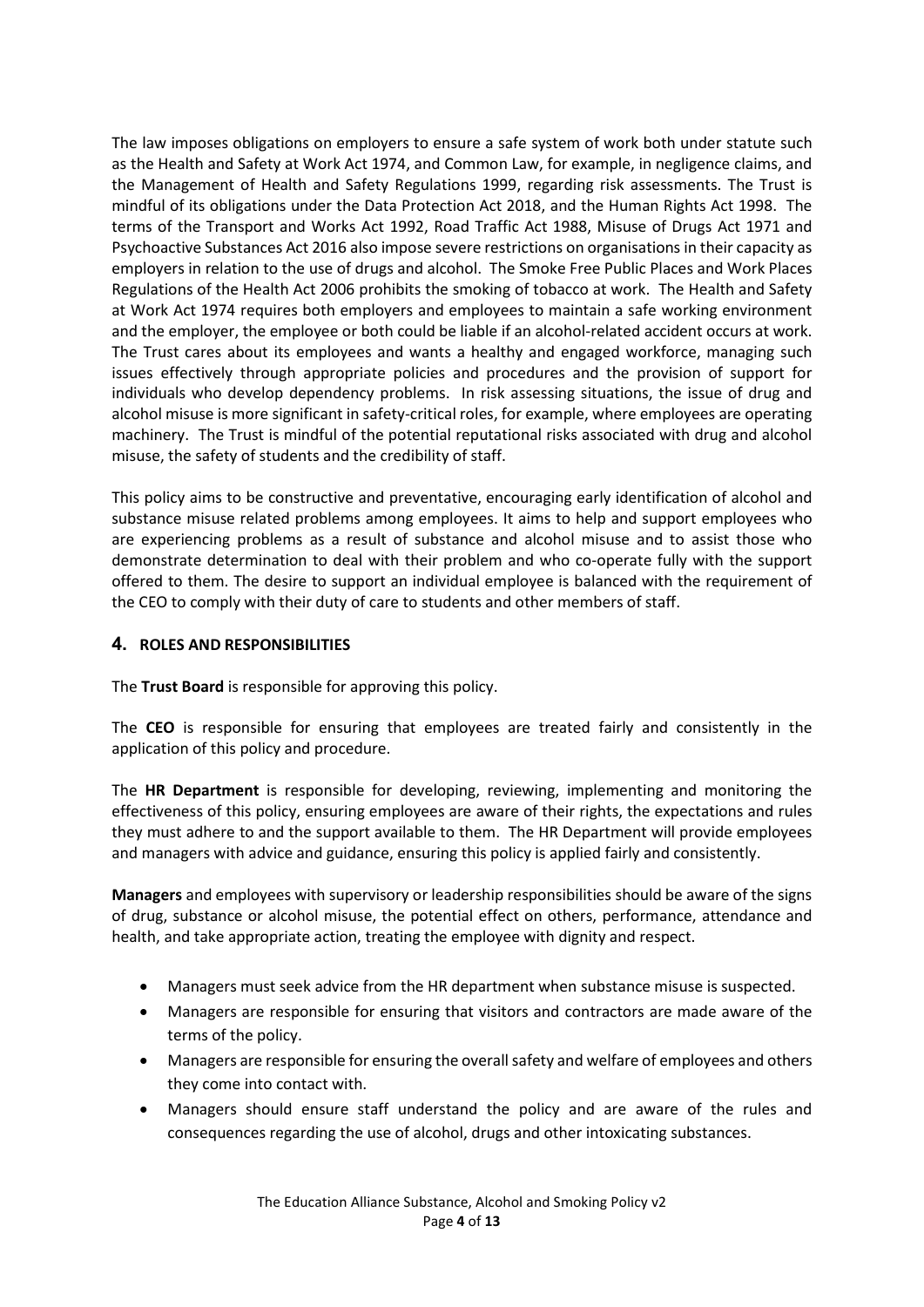The law imposes obligations on employers to ensure a safe system of work both under statute such as the Health and Safety at Work Act 1974, and Common Law, for example, in negligence claims, and the Management of Health and Safety Regulations 1999, regarding risk assessments. The Trust is mindful of its obligations under the Data Protection Act 2018, and the Human Rights Act 1998. The terms of the Transport and Works Act 1992, Road Traffic Act 1988, Misuse of Drugs Act 1971 and Psychoactive Substances Act 2016 also impose severe restrictions on organisations in their capacity as employers in relation to the use of drugs and alcohol. The Smoke Free Public Places and Work Places Regulations of the Health Act 2006 prohibits the smoking of tobacco at work. The Health and Safety at Work Act 1974 requires both employers and employees to maintain a safe working environment and the employer, the employee or both could be liable if an alcohol-related accident occurs at work. The Trust cares about its employees and wants a healthy and engaged workforce, managing such issues effectively through appropriate policies and procedures and the provision of support for individuals who develop dependency problems. In risk assessing situations, the issue of drug and alcohol misuse is more significant in safety-critical roles, for example, where employees are operating machinery. The Trust is mindful of the potential reputational risks associated with drug and alcohol misuse, the safety of students and the credibility of staff.

This policy aims to be constructive and preventative, encouraging early identification of alcohol and substance misuse related problems among employees. It aims to help and support employees who are experiencing problems as a result of substance and alcohol misuse and to assist those who demonstrate determination to deal with their problem and who co-operate fully with the support offered to them. The desire to support an individual employee is balanced with the requirement of the CEO to comply with their duty of care to students and other members of staff.

## 4. ROLES AND RESPONSIBILITIES

The **Trust Board** is responsible for approving this policy.

The **CEO** is responsible for ensuring that employees are treated fairly and consistently in the application of this policy and procedure.

The **HR Department** is responsible for developing, reviewing, implementing and monitoring the effectiveness of this policy, ensuring employees are aware of their rights, the expectations and rules they must adhere to and the support available to them. The HR Department will provide employees and managers with advice and guidance, ensuring this policy is applied fairly and consistently.

**Managers** and employees with supervisory or leadership responsibilities should be aware of the signs of drug, substance or alcohol misuse, the potential effect on others, performance, attendance and health, and take appropriate action, treating the employee with dignity and respect.

- Managers must seek advice from the HR department when substance misuse is suspected.
- Managers are responsible for ensuring that visitors and contractors are made aware of the terms of the policy.
- Managers are responsible for ensuring the overall safety and welfare of employees and others they come into contact with.
- Managers should ensure staff understand the policy and are aware of the rules and consequences regarding the use of alcohol, drugs and other intoxicating substances.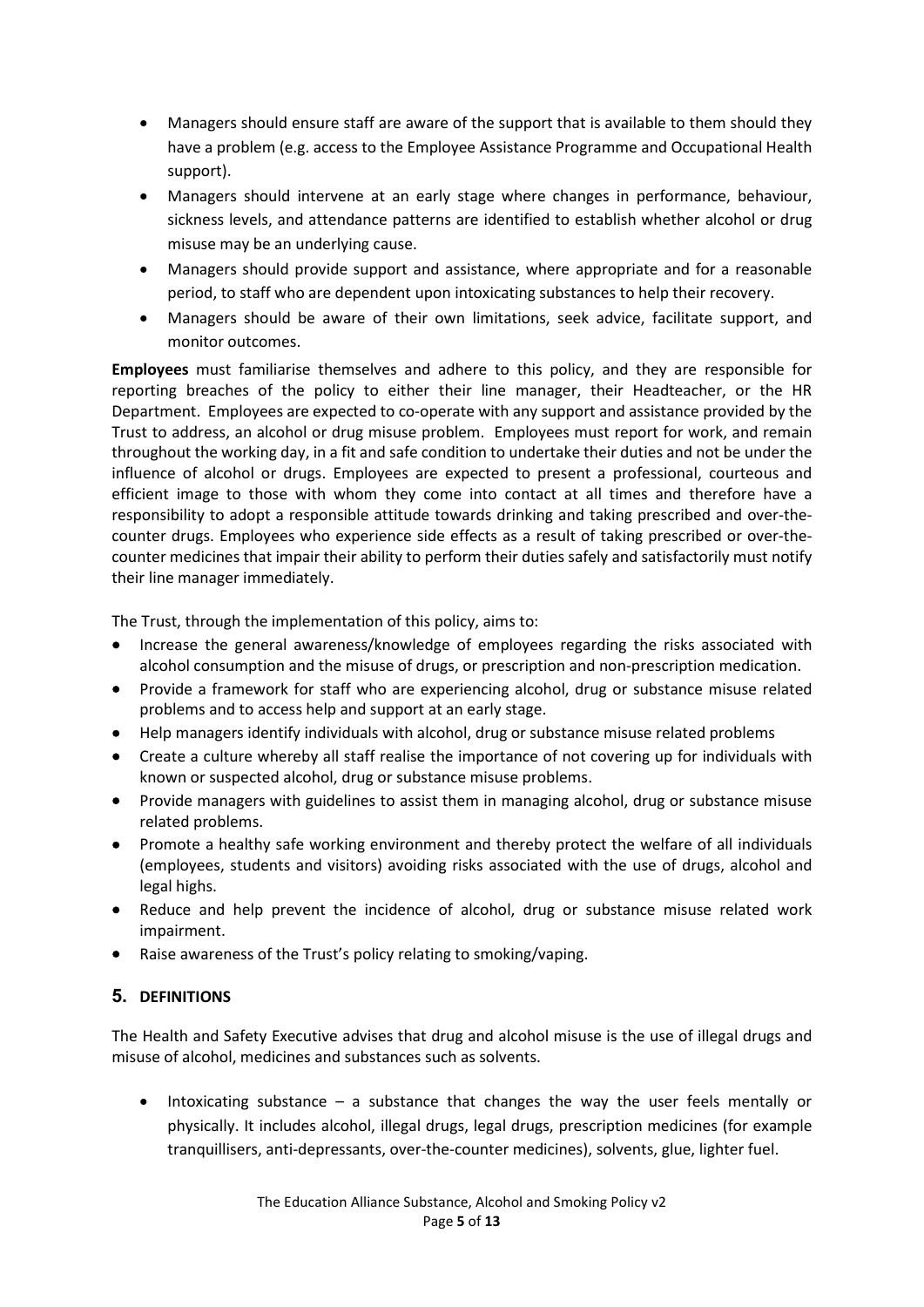- Managers should ensure staff are aware of the support that is available to them should they have a problem (e.g. access to the Employee Assistance Programme and Occupational Health support).
- Managers should intervene at an early stage where changes in performance, behaviour, sickness levels, and attendance patterns are identified to establish whether alcohol or drug misuse may be an underlying cause.
- Managers should provide support and assistance, where appropriate and for a reasonable period, to staff who are dependent upon intoxicating substances to help their recovery.
- Managers should be aware of their own limitations, seek advice, facilitate support, and monitor outcomes.

**Employees** must familiarise themselves and adhere to this policy, and they are responsible for reporting breaches of the policy to either their line manager, their Headteacher, or the HR Department. Employees are expected to co-operate with any support and assistance provided by the Trust to address, an alcohol or drug misuse problem. Employees must report for work, and remain throughout the working day, in a fit and safe condition to undertake their duties and not be under the influence of alcohol or drugs. Employees are expected to present a professional, courteous and efficient image to those with whom they come into contact at all times and therefore have a responsibility to adopt a responsible attitude towards drinking and taking prescribed and over-the-counter drugs. Employees who experience side effects as a result of taking prescribed or over-the-counter medicines that impair their ability to perform their duties safely and satisfactorily must notify their line manager immediately.

The Trust, through the implementation of this policy, aims to:

- Increase the general awareness/knowledge of employees regarding the risks associated with alcohol consumption and the misuse of drugs, or prescription and non-prescription medication.
- Provide a framework for staff who are experiencing alcohol, drug or substance misuse related problems and to access help and support at an early stage.
- Help managers identify individuals with alcohol, drug or substance misuse related problems
- Create a culture whereby all staff realise the importance of not covering up for individuals with known or suspected alcohol, drug or substance misuse problems.
- Provide managers with guidelines to assist them in managing alcohol, drug or substance misuse related problems.
- Promote a healthy safe working environment and thereby protect the welfare of all individuals (employees, students and visitors) avoiding risks associated with the use of drugs, alcohol and legal highs.
- Reduce and help prevent the incidence of alcohol, drug or substance misuse related work impairment.
- Raise awareness of the Trust's policy relating to smoking/vaping.

## 5. DEFINITIONS

The Health and Safety Executive advises that drug and alcohol misuse is the use of illegal drugs and misuse of alcohol, medicines and substances such as solvents.

- Intoxicating substance – a substance that changes the way the user feels mentally or physically. It includes alcohol, illegal drugs, legal drugs, prescription medicines (for example tranquillisers, anti-depressants, over-the-counter medicines), solvents, glue, lighter fuel.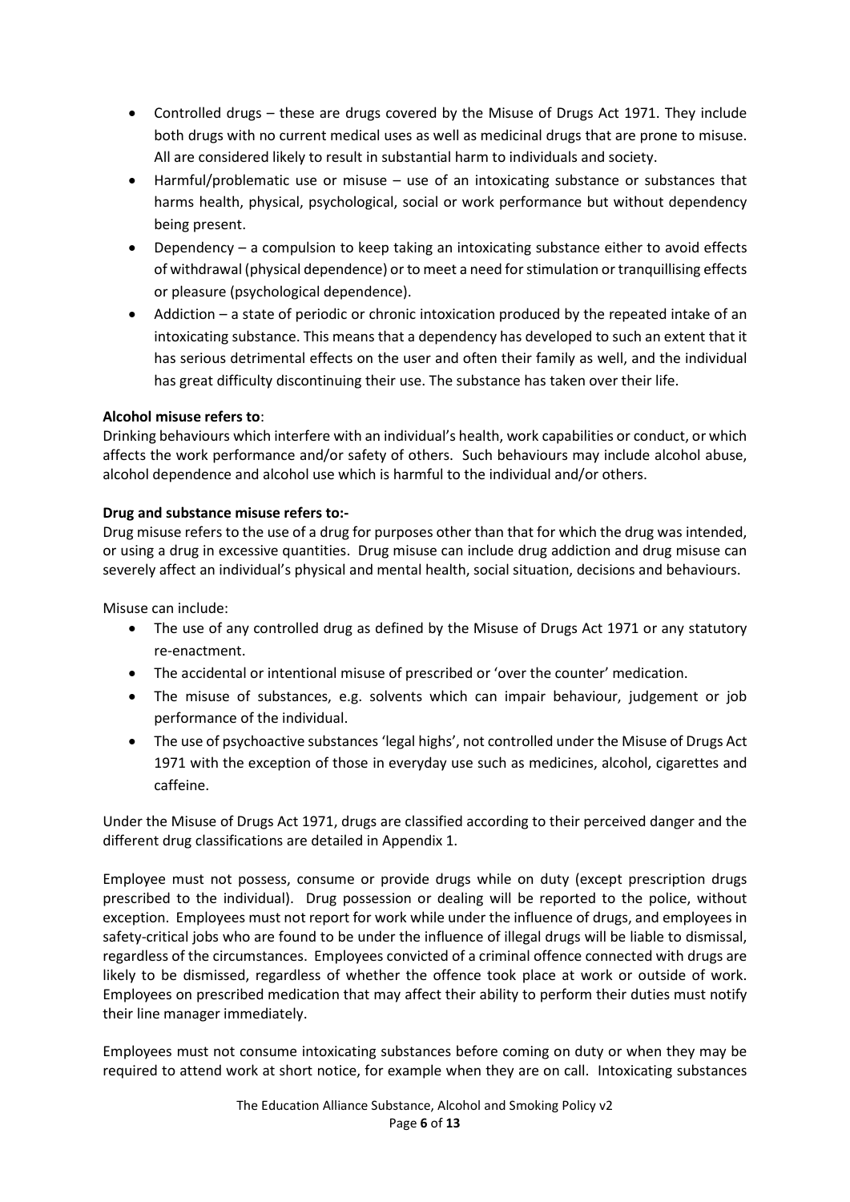- Controlled drugs – these are drugs covered by the Misuse of Drugs Act 1971. They include both drugs with no current medical uses as well as medicinal drugs that are prone to misuse. All are considered likely to result in substantial harm to individuals and society.
- Harmful/problematic use or misuse – use of an intoxicating substance or substances that harms health, physical, psychological, social or work performance but without dependency being present.
- Dependency – a compulsion to keep taking an intoxicating substance either to avoid effects of withdrawal (physical dependence) or to meet a need for stimulation or tranquillising effects or pleasure (psychological dependence).
- Addiction – a state of periodic or chronic intoxication produced by the repeated intake of an intoxicating substance. This means that a dependency has developed to such an extent that it has serious detrimental effects on the user and often their family as well, and the individual has great difficulty discontinuing their use. The substance has taken over their life.

**Alcohol misuse refers to**:
Drinking behaviours which interfere with an individual's health, work capabilities or conduct, or which affects the work performance and/or safety of others. Such behaviours may include alcohol abuse, alcohol dependence and alcohol use which is harmful to the individual and/or others.

**Drug and substance misuse refers to:-**
Drug misuse refers to the use of a drug for purposes other than that for which the drug was intended, or using a drug in excessive quantities. Drug misuse can include drug addiction and drug misuse can severely affect an individual's physical and mental health, social situation, decisions and behaviours.

Misuse can include:

- The use of any controlled drug as defined by the Misuse of Drugs Act 1971 or any statutory re-enactment.
- The accidental or intentional misuse of prescribed or 'over the counter' medication.
- The misuse of substances, e.g. solvents which can impair behaviour, judgement or job performance of the individual.
- The use of psychoactive substances 'legal highs', not controlled under the Misuse of Drugs Act 1971 with the exception of those in everyday use such as medicines, alcohol, cigarettes and caffeine.

Under the Misuse of Drugs Act 1971, drugs are classified according to their perceived danger and the different drug classifications are detailed in Appendix 1.

Employee must not possess, consume or provide drugs while on duty (except prescription drugs prescribed to the individual). Drug possession or dealing will be reported to the police, without exception. Employees must not report for work while under the influence of drugs, and employees in safety-critical jobs who are found to be under the influence of illegal drugs will be liable to dismissal, regardless of the circumstances. Employees convicted of a criminal offence connected with drugs are likely to be dismissed, regardless of whether the offence took place at work or outside of work. Employees on prescribed medication that may affect their ability to perform their duties must notify their line manager immediately.

Employees must not consume intoxicating substances before coming on duty or when they may be required to attend work at short notice, for example when they are on call. Intoxicating substances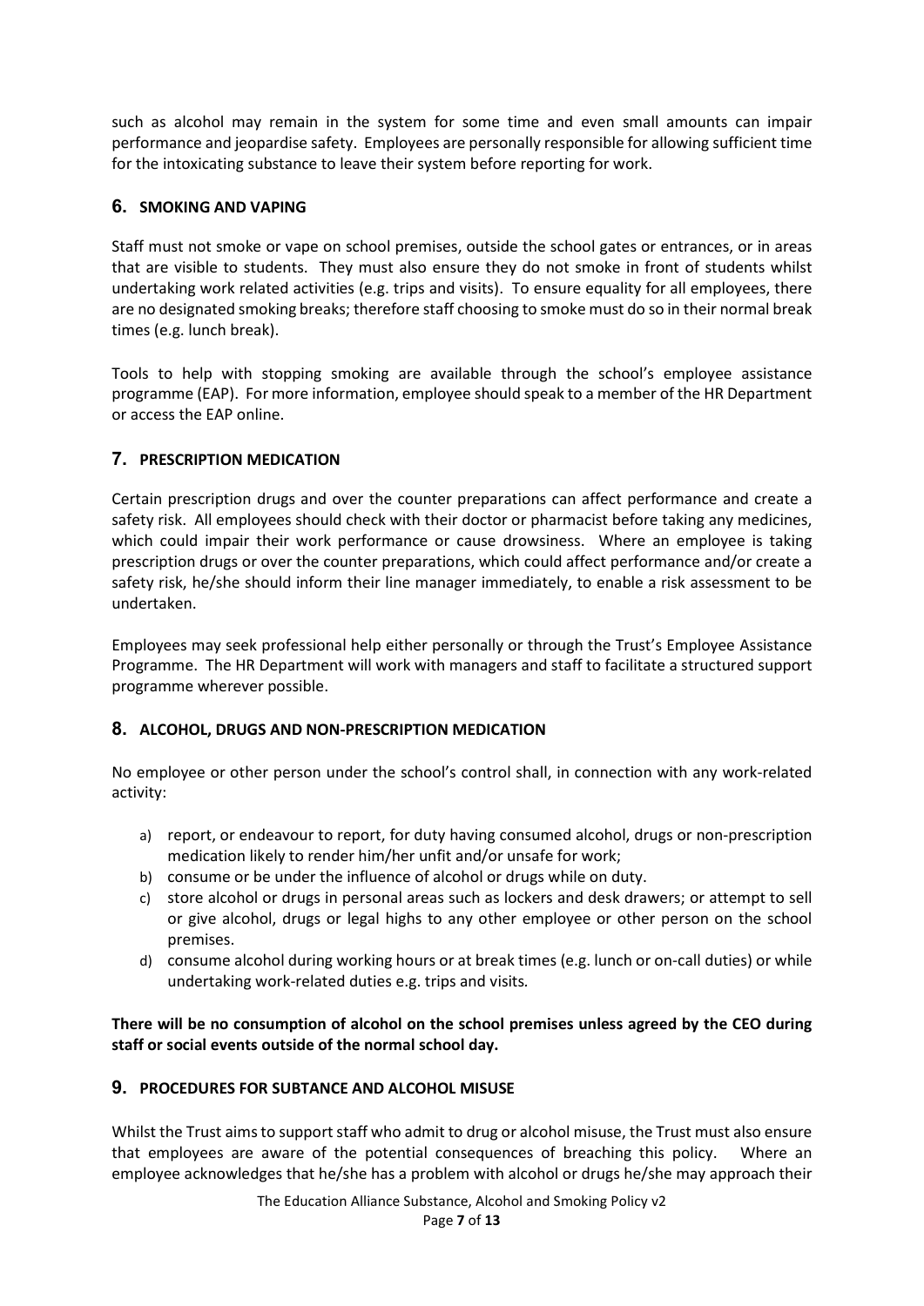such as alcohol may remain in the system for some time and even small amounts can impair performance and jeopardise safety. Employees are personally responsible for allowing sufficient time for the intoxicating substance to leave their system before reporting for work.

## 6. SMOKING AND VAPING

Staff must not smoke or vape on school premises, outside the school gates or entrances, or in areas that are visible to students. They must also ensure they do not smoke in front of students whilst undertaking work related activities (e.g. trips and visits). To ensure equality for all employees, there are no designated smoking breaks; therefore staff choosing to smoke must do so in their normal break times (e.g. lunch break).

Tools to help with stopping smoking are available through the school's employee assistance programme (EAP). For more information, employee should speak to a member of the HR Department or access the EAP online.

## 7. PRESCRIPTION MEDICATION

Certain prescription drugs and over the counter preparations can affect performance and create a safety risk. All employees should check with their doctor or pharmacist before taking any medicines, which could impair their work performance or cause drowsiness. Where an employee is taking prescription drugs or over the counter preparations, which could affect performance and/or create a safety risk, he/she should inform their line manager immediately, to enable a risk assessment to be undertaken.

Employees may seek professional help either personally or through the Trust's Employee Assistance Programme. The HR Department will work with managers and staff to facilitate a structured support programme wherever possible.

## 8. ALCOHOL, DRUGS AND NON-PRESCRIPTION MEDICATION

No employee or other person under the school's control shall, in connection with any work-related activity:

a) report, or endeavour to report, for duty having consumed alcohol, drugs or non-prescription medication likely to render him/her unfit and/or unsafe for work;
b) consume or be under the influence of alcohol or drugs while on duty.
c) store alcohol or drugs in personal areas such as lockers and desk drawers; or attempt to sell or give alcohol, drugs or legal highs to any other employee or other person on the school premises.
d) consume alcohol during working hours or at break times (e.g. lunch or on-call duties) or while undertaking work-related duties e.g. trips and visits.

**There will be no consumption of alcohol on the school premises unless agreed by the CEO during staff or social events outside of the normal school day.**

## 9. PROCEDURES FOR SUBTANCE AND ALCOHOL MISUSE

Whilst the Trust aims to support staff who admit to drug or alcohol misuse, the Trust must also ensure that employees are aware of the potential consequences of breaching this policy. Where an employee acknowledges that he/she has a problem with alcohol or drugs he/she may approach their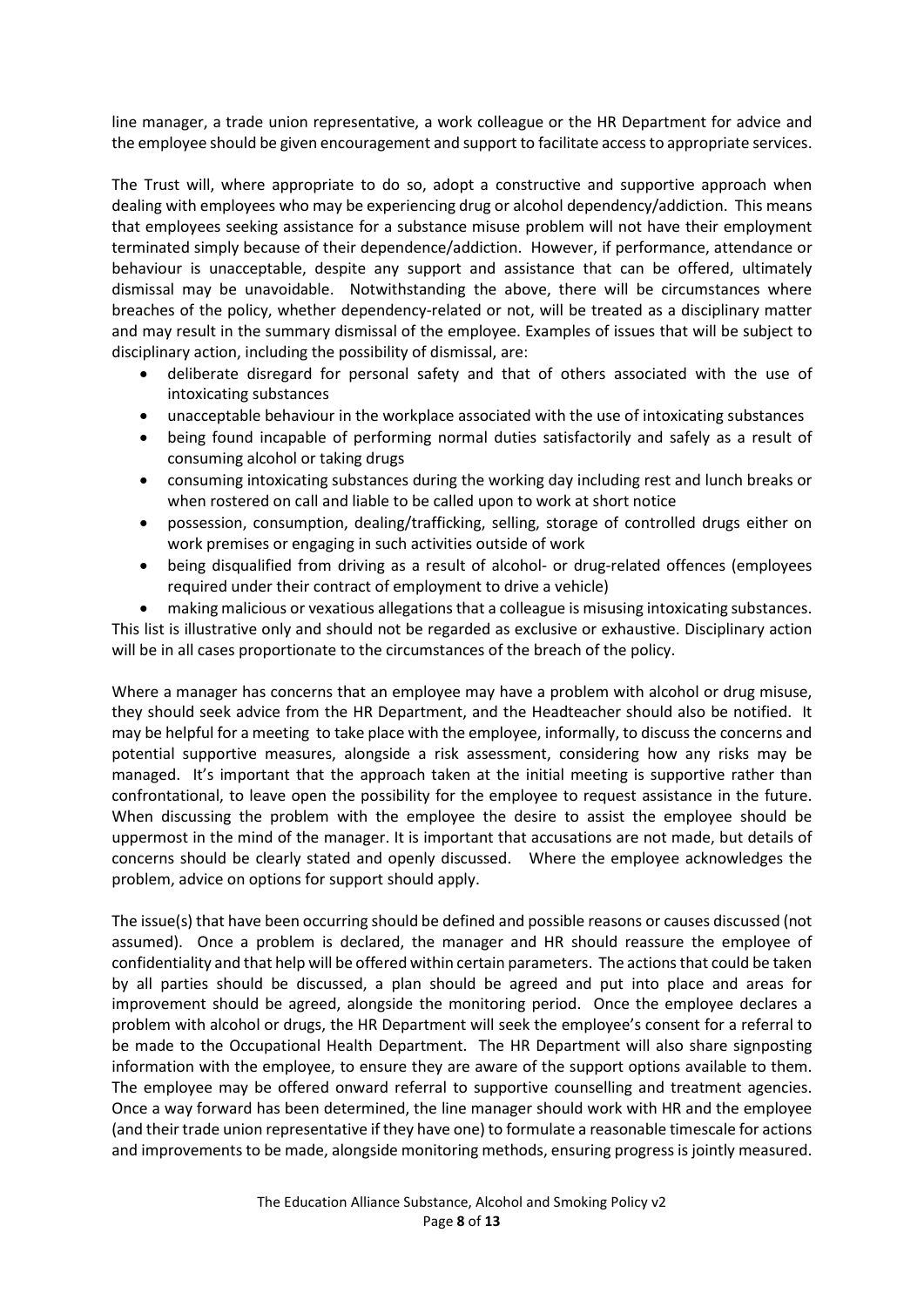line manager, a trade union representative, a work colleague or the HR Department for advice and the employee should be given encouragement and support to facilitate access to appropriate services.

The Trust will, where appropriate to do so, adopt a constructive and supportive approach when dealing with employees who may be experiencing drug or alcohol dependency/addiction. This means that employees seeking assistance for a substance misuse problem will not have their employment terminated simply because of their dependence/addiction. However, if performance, attendance or behaviour is unacceptable, despite any support and assistance that can be offered, ultimately dismissal may be unavoidable. Notwithstanding the above, there will be circumstances where breaches of the policy, whether dependency-related or not, will be treated as a disciplinary matter and may result in the summary dismissal of the employee. Examples of issues that will be subject to disciplinary action, including the possibility of dismissal, are:

- deliberate disregard for personal safety and that of others associated with the use of intoxicating substances
- unacceptable behaviour in the workplace associated with the use of intoxicating substances
- being found incapable of performing normal duties satisfactorily and safely as a result of consuming alcohol or taking drugs
- consuming intoxicating substances during the working day including rest and lunch breaks or when rostered on call and liable to be called upon to work at short notice
- possession, consumption, dealing/trafficking, selling, storage of controlled drugs either on work premises or engaging in such activities outside of work
- being disqualified from driving as a result of alcohol- or drug-related offences (employees required under their contract of employment to drive a vehicle)
- making malicious or vexatious allegations that a colleague is misusing intoxicating substances.

This list is illustrative only and should not be regarded as exclusive or exhaustive. Disciplinary action will be in all cases proportionate to the circumstances of the breach of the policy.

Where a manager has concerns that an employee may have a problem with alcohol or drug misuse, they should seek advice from the HR Department, and the Headteacher should also be notified. It may be helpful for a meeting to take place with the employee, informally, to discuss the concerns and potential supportive measures, alongside a risk assessment, considering how any risks may be managed. It's important that the approach taken at the initial meeting is supportive rather than confrontational, to leave open the possibility for the employee to request assistance in the future. When discussing the problem with the employee the desire to assist the employee should be uppermost in the mind of the manager. It is important that accusations are not made, but details of concerns should be clearly stated and openly discussed. Where the employee acknowledges the problem, advice on options for support should apply.

The issue(s) that have been occurring should be defined and possible reasons or causes discussed (not assumed). Once a problem is declared, the manager and HR should reassure the employee of confidentiality and that help will be offered within certain parameters. The actions that could be taken by all parties should be discussed, a plan should be agreed and put into place and areas for improvement should be agreed, alongside the monitoring period. Once the employee declares a problem with alcohol or drugs, the HR Department will seek the employee's consent for a referral to be made to the Occupational Health Department. The HR Department will also share signposting information with the employee, to ensure they are aware of the support options available to them. The employee may be offered onward referral to supportive counselling and treatment agencies. Once a way forward has been determined, the line manager should work with HR and the employee (and their trade union representative if they have one) to formulate a reasonable timescale for actions and improvements to be made, alongside monitoring methods, ensuring progress is jointly measured.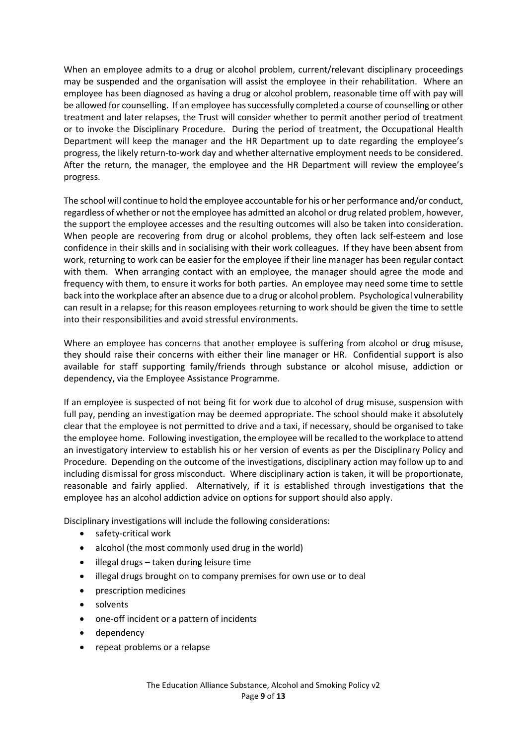When an employee admits to a drug or alcohol problem, current/relevant disciplinary proceedings may be suspended and the organisation will assist the employee in their rehabilitation. Where an employee has been diagnosed as having a drug or alcohol problem, reasonable time off with pay will be allowed for counselling. If an employee has successfully completed a course of counselling or other treatment and later relapses, the Trust will consider whether to permit another period of treatment or to invoke the Disciplinary Procedure. During the period of treatment, the Occupational Health Department will keep the manager and the HR Department up to date regarding the employee's progress, the likely return-to-work day and whether alternative employment needs to be considered. After the return, the manager, the employee and the HR Department will review the employee's progress.

The school will continue to hold the employee accountable for his or her performance and/or conduct, regardless of whether or not the employee has admitted an alcohol or drug related problem, however, the support the employee accesses and the resulting outcomes will also be taken into consideration. When people are recovering from drug or alcohol problems, they often lack self-esteem and lose confidence in their skills and in socialising with their work colleagues. If they have been absent from work, returning to work can be easier for the employee if their line manager has been regular contact with them. When arranging contact with an employee, the manager should agree the mode and frequency with them, to ensure it works for both parties. An employee may need some time to settle back into the workplace after an absence due to a drug or alcohol problem. Psychological vulnerability can result in a relapse; for this reason employees returning to work should be given the time to settle into their responsibilities and avoid stressful environments.

Where an employee has concerns that another employee is suffering from alcohol or drug misuse, they should raise their concerns with either their line manager or HR. Confidential support is also available for staff supporting family/friends through substance or alcohol misuse, addiction or dependency, via the Employee Assistance Programme.

If an employee is suspected of not being fit for work due to alcohol of drug misuse, suspension with full pay, pending an investigation may be deemed appropriate. The school should make it absolutely clear that the employee is not permitted to drive and a taxi, if necessary, should be organised to take the employee home. Following investigation, the employee will be recalled to the workplace to attend an investigatory interview to establish his or her version of events as per the Disciplinary Policy and Procedure. Depending on the outcome of the investigations, disciplinary action may follow up to and including dismissal for gross misconduct. Where disciplinary action is taken, it will be proportionate, reasonable and fairly applied. Alternatively, if it is established through investigations that the employee has an alcohol addiction advice on options for support should also apply.

Disciplinary investigations will include the following considerations:

- safety-critical work
- alcohol (the most commonly used drug in the world)
- illegal drugs – taken during leisure time
- illegal drugs brought on to company premises for own use or to deal
- prescription medicines
- solvents
- one-off incident or a pattern of incidents
- dependency
- repeat problems or a relapse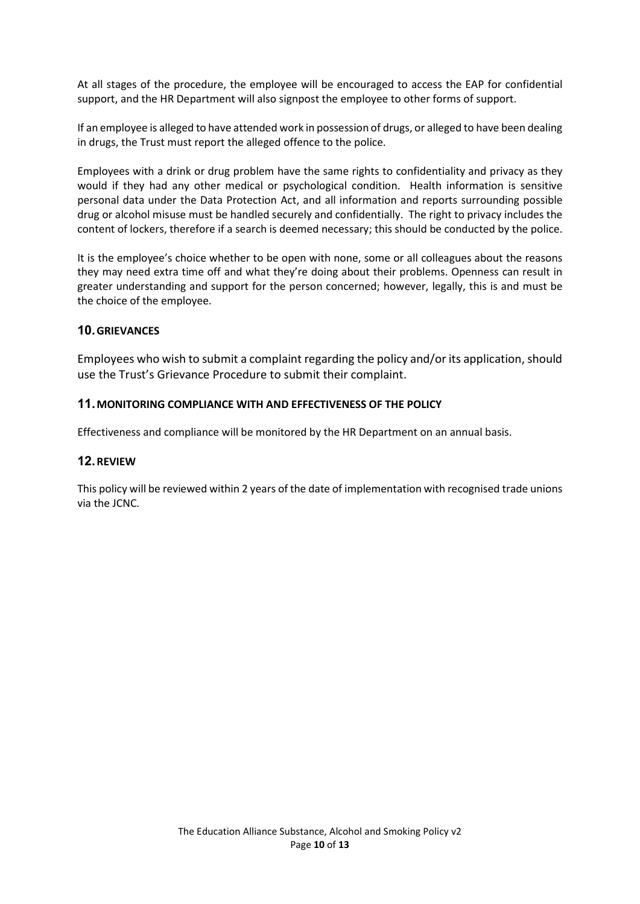At all stages of the procedure, the employee will be encouraged to access the EAP for confidential support, and the HR Department will also signpost the employee to other forms of support.

If an employee is alleged to have attended work in possession of drugs, or alleged to have been dealing in drugs, the Trust must report the alleged offence to the police.

Employees with a drink or drug problem have the same rights to confidentiality and privacy as they would if they had any other medical or psychological condition. Health information is sensitive personal data under the Data Protection Act, and all information and reports surrounding possible drug or alcohol misuse must be handled securely and confidentially. The right to privacy includes the content of lockers, therefore if a search is deemed necessary; this should be conducted by the police.

It is the employee's choice whether to be open with none, some or all colleagues about the reasons they may need extra time off and what they're doing about their problems. Openness can result in greater understanding and support for the person concerned; however, legally, this is and must be the choice of the employee.

## 10. GRIEVANCES

Employees who wish to submit a complaint regarding the policy and/or its application, should use the Trust's Grievance Procedure to submit their complaint.

## 11. MONITORING COMPLIANCE WITH AND EFFECTIVENESS OF THE POLICY

Effectiveness and compliance will be monitored by the HR Department on an annual basis.

## 12. REVIEW

This policy will be reviewed within 2 years of the date of implementation with recognised trade unions via the JCNC.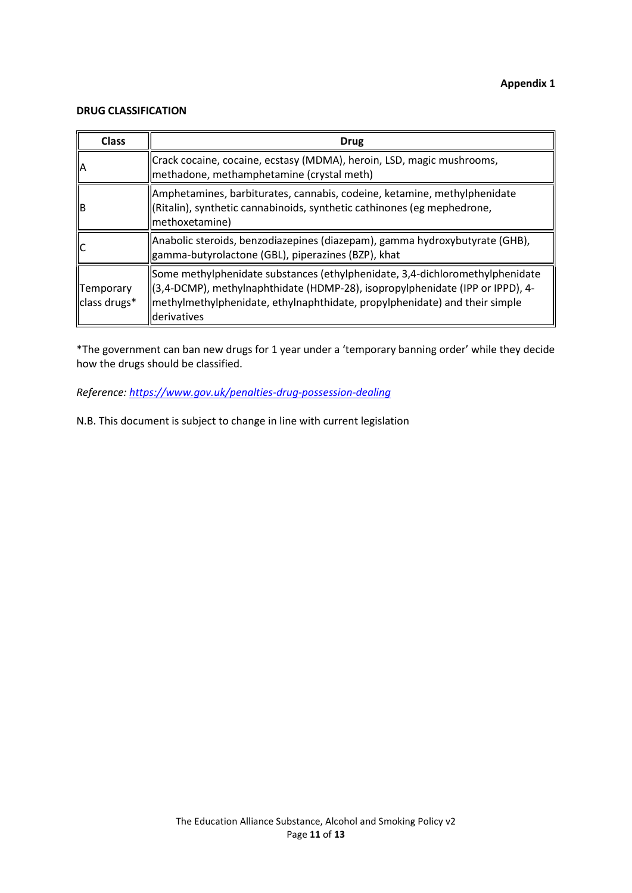**Appendix 1**

**DRUG CLASSIFICATION**

| Class | Drug |
|---|---|
| A | Crack cocaine, cocaine, ecstasy (MDMA), heroin, LSD, magic mushrooms, methadone, methamphetamine (crystal meth) |
| B | Amphetamines, barbiturates, cannabis, codeine, ketamine, methylphenidate (Ritalin), synthetic cannabinoids, synthetic cathinones (eg mephedrone, methoxetamine) |
| C | Anabolic steroids, benzodiazepines (diazepam), gamma hydroxybutyrate (GHB), gamma-butyrolactone (GBL), piperazines (BZP), khat |
| Temporary class drugs* | Some methylphenidate substances (ethylphenidate, 3,4-dichloromethylphenidate (3,4-DCMP), methylnaphthidate (HDMP-28), isopropylphenidate (IPP or IPPD), 4-methylmethylphenidate, ethylnaphthidate, propylphenidate) and their simple derivatives |

*The government can ban new drugs for 1 year under a 'temporary banning order' while they decide how the drugs should be classified.

*Reference: https://www.gov.uk/penalties-drug-possession-dealing*

N.B. This document is subject to change in line with current legislation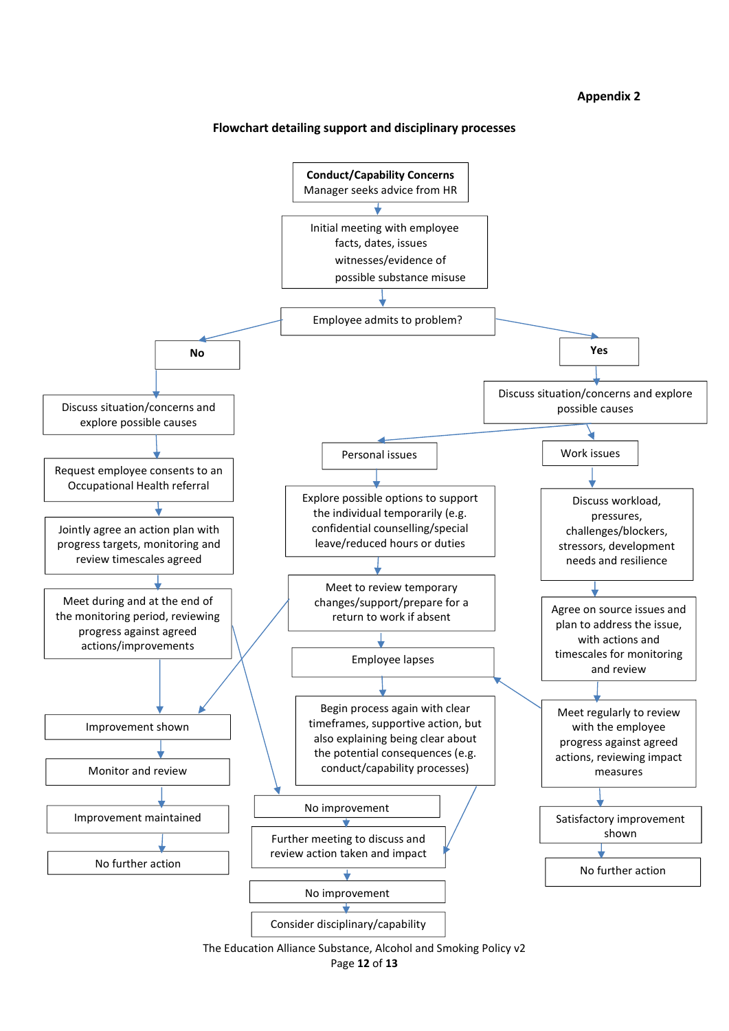**Appendix 2**

**Flowchart detailing support and disciplinary processes**

**Conduct/Capability Concerns**
Manager seeks advice from HR

↓

Initial meeting with employee
facts, dates, issues
witnesses/evidence of
possible substance misuse

↓

Employee admits to problem?

**No**

- Discuss situation/concerns and explore possible causes
- Request employee consents to an Occupational Health referral
- Jointly agree an action plan with progress targets, monitoring and review timescales agreed
- Meet during and at the end of the monitoring period, reviewing progress against agreed actions/improvements
  - Improvement shown
    - Monitor and review
    - Improvement maintained
    - No further action
  - No improvement
    - Further meeting to discuss and review action taken and impact
    - No improvement
    - Consider disciplinary/capability

**Yes**

- Discuss situation/concerns and explore possible causes

**Personal issues**

- Explore possible options to support the individual temporarily (e.g. confidential counselling/special leave/reduced hours or duties)
- Meet to review temporary changes/support/prepare for a return to work if absent
  - Improvement shown
  - Employee lapses
    - Begin process again with clear timeframes, supportive action, but also explaining being clear about the potential consequences (e.g. conduct/capability processes)
    - Further meeting to discuss and review action taken and impact

**Work issues**

- Discuss workload, pressures, challenges/blockers, stressors, development needs and resilience
- Agree on source issues and plan to address the issue, with actions and timescales for monitoring and review
- Meet regularly to review with the employee progress against agreed actions, reviewing impact measures
  - Employee lapses
  - Satisfactory improvement shown
    - No further action

The Education Alliance Substance, Alcohol and Smoking Policy v2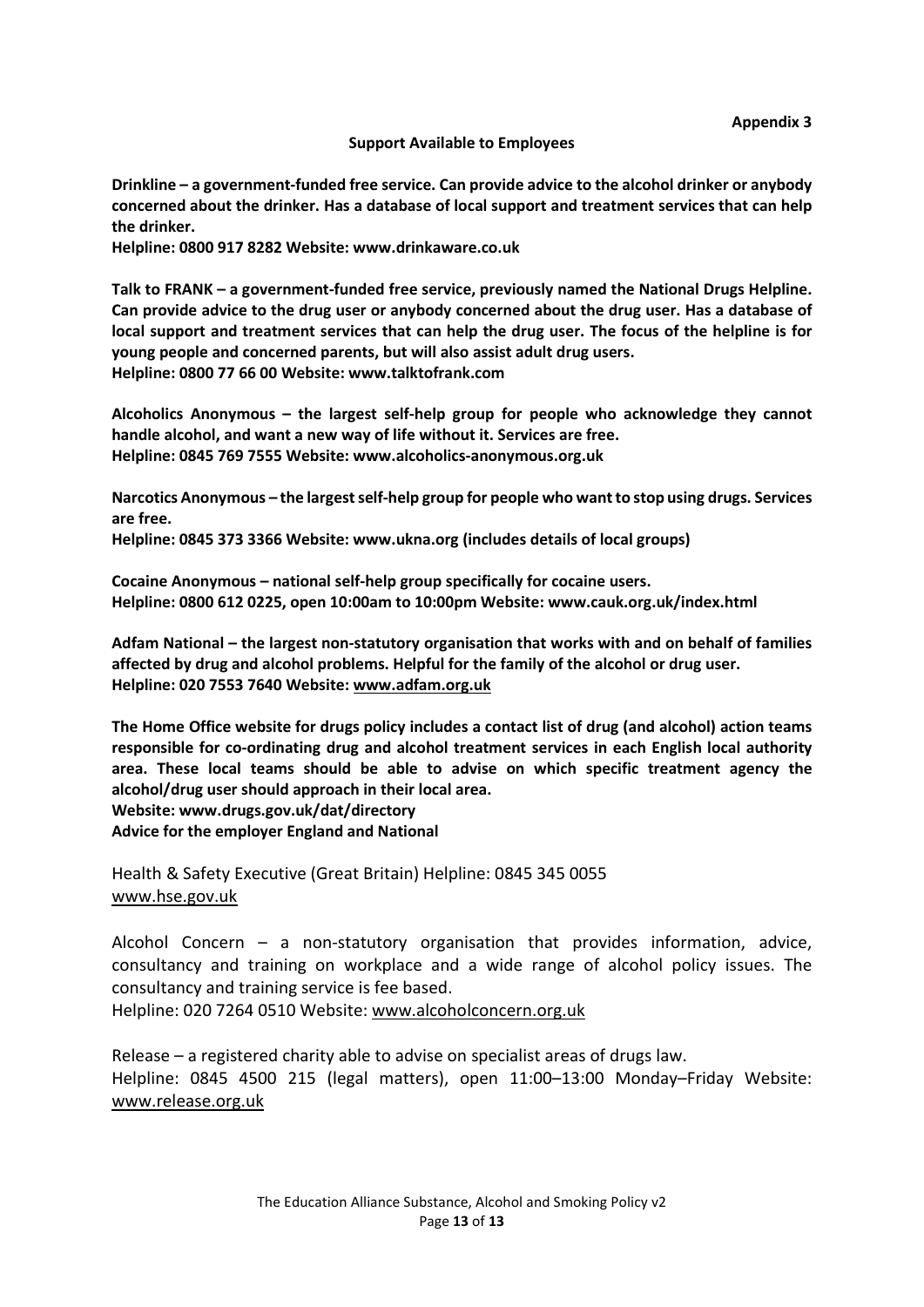**Appendix 3**

## Support Available to Employees

**Drinkline – a government-funded free service. Can provide advice to the alcohol drinker or anybody concerned about the drinker. Has a database of local support and treatment services that can help the drinker.**
**Helpline: 0800 917 8282 Website: www.drinkaware.co.uk**

**Talk to FRANK – a government-funded free service, previously named the National Drugs Helpline. Can provide advice to the drug user or anybody concerned about the drug user. Has a database of local support and treatment services that can help the drug user. The focus of the helpline is for young people and concerned parents, but will also assist adult drug users.**
**Helpline: 0800 77 66 00 Website: www.talktofrank.com**

**Alcoholics Anonymous – the largest self-help group for people who acknowledge they cannot handle alcohol, and want a new way of life without it. Services are free.**
**Helpline: 0845 769 7555 Website: www.alcoholics-anonymous.org.uk**

**Narcotics Anonymous – the largest self-help group for people who want to stop using drugs. Services are free.**
**Helpline: 0845 373 3366 Website: www.ukna.org (includes details of local groups)**

**Cocaine Anonymous – national self-help group specifically for cocaine users.**
**Helpline: 0800 612 0225, open 10:00am to 10:00pm Website: www.cauk.org.uk/index.html**

**Adfam National – the largest non-statutory organisation that works with and on behalf of families affected by drug and alcohol problems. Helpful for the family of the alcohol or drug user.**
**Helpline: 020 7553 7640 Website: www.adfam.org.uk**

**The Home Office website for drugs policy includes a contact list of drug (and alcohol) action teams responsible for co-ordinating drug and alcohol treatment services in each English local authority area. These local teams should be able to advise on which specific treatment agency the alcohol/drug user should approach in their local area.**
**Website: www.drugs.gov.uk/dat/directory**
**Advice for the employer England and National**

Health & Safety Executive (Great Britain) Helpline: 0845 345 0055
www.hse.gov.uk

Alcohol Concern – a non-statutory organisation that provides information, advice, consultancy and training on workplace and a wide range of alcohol policy issues. The consultancy and training service is fee based.
Helpline: 020 7264 0510 Website: www.alcoholconcern.org.uk

Release – a registered charity able to advise on specialist areas of drugs law.
Helpline: 0845 4500 215 (legal matters), open 11:00–13:00 Monday–Friday Website: www.release.org.uk